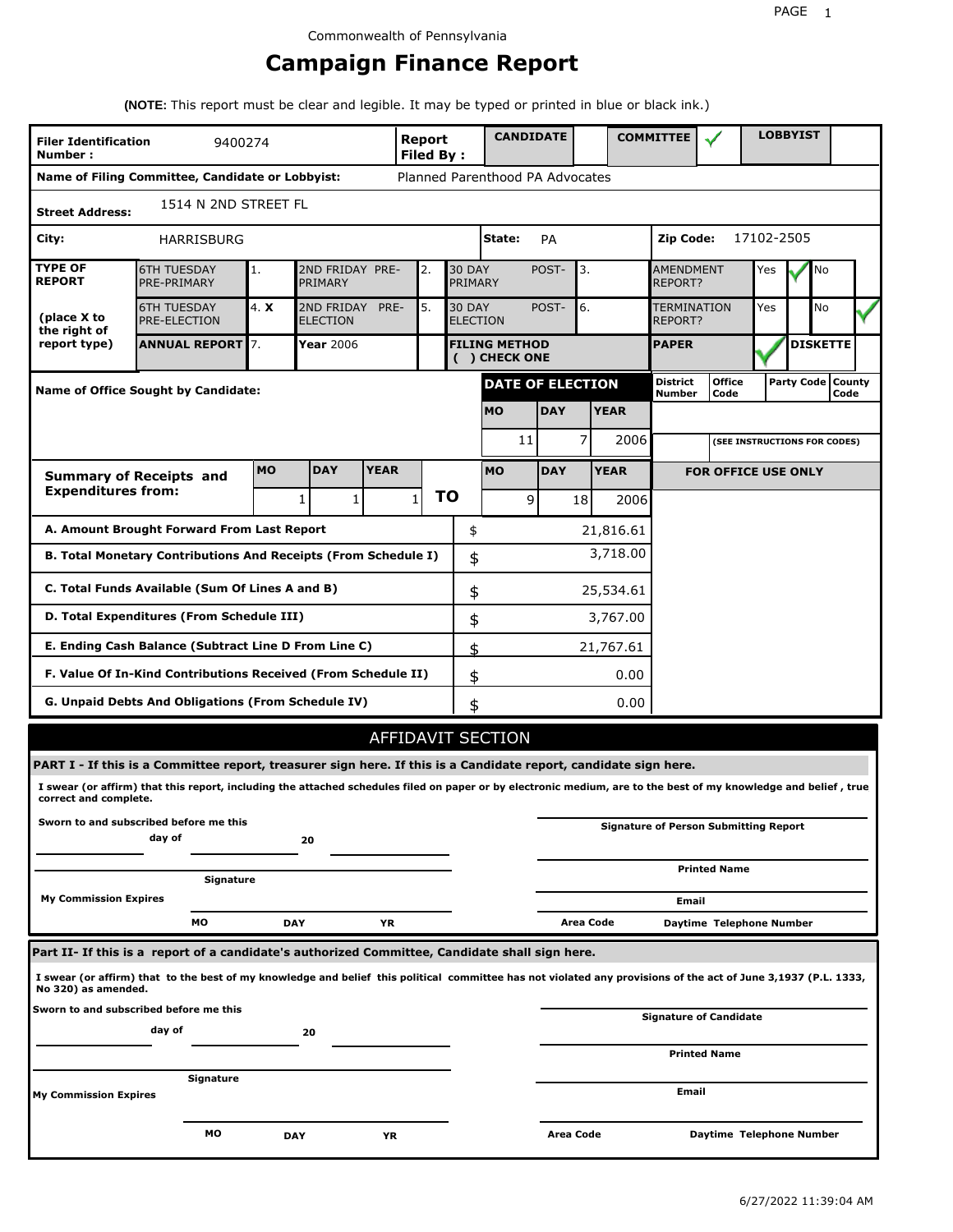Commonwealth of Pennsylvania

# Campaign Finance Report

**(NOTE:** This report must be clear and legible. It may be typed or printed in blue or black ink.)

| **Filer Identification Number :** | 9400274 | **Report Filed By :** | **CANDIDATE** | | **COMMITTEE** | ✓ | **LOBBYIST** | |
|---|---|---|---|---|---|---|---|---|

**Name of Filing Committee, Candidate or Lobbyist:** Planned Parenthood PA Advocates

**Street Address:** 1514 N 2ND STREET FL

**City:** HARRISBURG **State:** PA **Zip Code:** 17102-2505

| **TYPE OF REPORT** | 6TH TUESDAY PRE-PRIMARY | 1. | 2ND FRIDAY PRE-PRIMARY | 2. | 30 DAY POST-PRIMARY | 3. | AMENDMENT REPORT? | Yes ✓ | No |
|---|---|---|---|---|---|---|---|---|---|
| **(place X to the right of report type)** | 6TH TUESDAY PRE-ELECTION | 4. X | 2ND FRIDAY PRE-ELECTION | 5. | 30 DAY POST-ELECTION | 6. | TERMINATION REPORT? | Yes | No ✓ |
| | **ANNUAL REPORT** | 7. | **Year** 2006 | | **FILING METHOD ( ) CHECK ONE** | | **PAPER** | ✓ | **DISKETTE** |

**Name of Office Sought by Candidate:**

| **DATE OF ELECTION** | | | **District Number** | **Office Code** | **Party Code** | **County Code** |
|---|---|---|---|---|---|---|
| **MO** | **DAY** | **YEAR** | | | | |
| 11 | 7 | 2006 | | (SEE INSTRUCTIONS FOR CODES) | | |

| **Summary of Receipts and Expenditures from:** | **MO** | **DAY** | **YEAR** | | **MO** | **DAY** | **YEAR** |
|---|---|---|---|---|---|---|---|
| | 1 | 1 | 1 | **TO** | 9 | 18 | 2006 |

**FOR OFFICE USE ONLY**

| | | |
|---|---|---|
| **A. Amount Brought Forward From Last Report** | $ | 21,816.61 |
| **B. Total Monetary Contributions And Receipts (From Schedule I)** | $ | 3,718.00 |
| **C. Total Funds Available (Sum Of Lines A and B)** | $ | 25,534.61 |
| **D. Total Expenditures (From Schedule III)** | $ | 3,767.00 |
| **E. Ending Cash Balance (Subtract Line D From Line C)** | $ | 21,767.61 |
| **F. Value Of In-Kind Contributions Received (From Schedule II)** | $ | 0.00 |
| **G. Unpaid Debts And Obligations (From Schedule IV)** | $ | 0.00 |

## AFFIDAVIT SECTION

**PART I - If this is a Committee report, treasurer sign here. If this is a Candidate report, candidate sign here.**

**I swear (or affirm) that this report, including the attached schedules filed on paper or by electronic medium, are to the best of my knowledge and belief , true correct and complete.**

**Sworn to and subscribed before me this** ______ **day of** ______ **20** ______

______ **Signature**

**My Commission Expires** ______ **MO** ______ **DAY** ______ **YR**

______ **Signature of Person Submitting Report**

______ **Printed Name**

______ **Email**

**Area Code** ______ **Daytime Telephone Number**

**Part II- If this is a report of a candidate's authorized Committee, Candidate shall sign here.**

**I swear (or affirm) that to the best of my knowledge and belief this political committee has not violated any provisions of the act of June 3,1937 (P.L. 1333, No 320) as amended.**

**Sworn to and subscribed before me this** ______ **day of** ______ **20** ______

______ **Signature**

**My Commission Expires** ______ **MO** ______ **DAY** ______ **YR**

______ **Signature of Candidate**

______ **Printed Name**

______ **Email**

**Area Code** ______ **Daytime Telephone Number**

6/27/2022 11:39:04 AM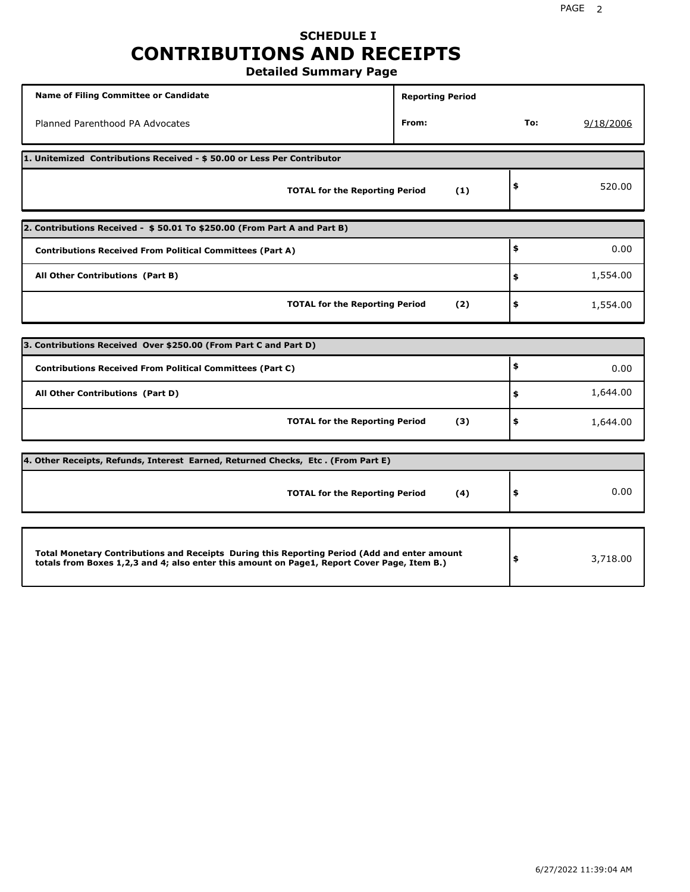# SCHEDULE I
# CONTRIBUTIONS AND RECEIPTS
## Detailed Summary Page

| Name of Filing Committee or Candidate | Reporting Period | | |
|---|---|---|---|
| Planned Parenthood PA Advocates | From: | To: | 9/18/2006 |

**1. Unitemized Contributions Received - $ 50.00 or Less Per Contributor**

| | | |
|---|---|---|
| **TOTAL for the Reporting Period** | **(1)** | $ 520.00 |

**2. Contributions Received - $ 50.01 To $250.00 (From Part A and Part B)**

| | | |
|---|---|---|
| **Contributions Received From Political Committees (Part A)** | | $ 0.00 |
| **All Other Contributions (Part B)** | | $ 1,554.00 |
| **TOTAL for the Reporting Period** | **(2)** | $ 1,554.00 |

**3. Contributions Received Over $250.00 (From Part C and Part D)**

| | | |
|---|---|---|
| **Contributions Received From Political Committees (Part C)** | | $ 0.00 |
| **All Other Contributions (Part D)** | | $ 1,644.00 |
| **TOTAL for the Reporting Period** | **(3)** | $ 1,644.00 |

**4. Other Receipts, Refunds, Interest Earned, Returned Checks, Etc . (From Part E)**

| | | |
|---|---|---|
| **TOTAL for the Reporting Period** | **(4)** | $ 0.00 |

| | |
|---|---|
| **Total Monetary Contributions and Receipts During this Reporting Period (Add and enter amount totals from Boxes 1,2,3 and 4; also enter this amount on Page1, Report Cover Page, Item B.)** | $ 3,718.00 |

6/27/2022 11:39:04 AM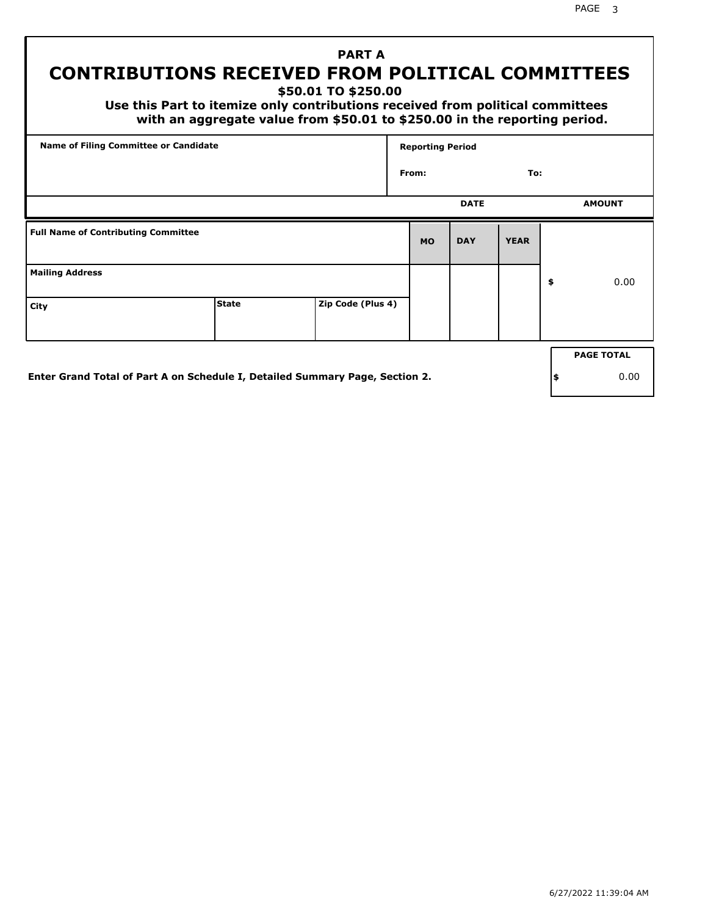## PART A

# CONTRIBUTIONS RECEIVED FROM POLITICAL COMMITTEES

### $50.01 TO $250.00

**Use this Part to itemize only contributions received from political committees with an aggregate value from $50.01 to $250.00 in the reporting period.**

| Name of Filing Committee or Candidate | Reporting Period |
|---|---|
| | From: To: |

| Full Name of Contributing Committee | | | DATE MO | DAY | YEAR | AMOUNT |
|---|---|---|---|---|---|---|
| Mailing Address | | | | | | $ 0.00 |
| City | State | Zip Code (Plus 4) | | | | |

**Enter Grand Total of Part A on Schedule I, Detailed Summary Page, Section 2.**

| PAGE TOTAL |
|---|
| $ 0.00 |

6/27/2022 11:39:04 AM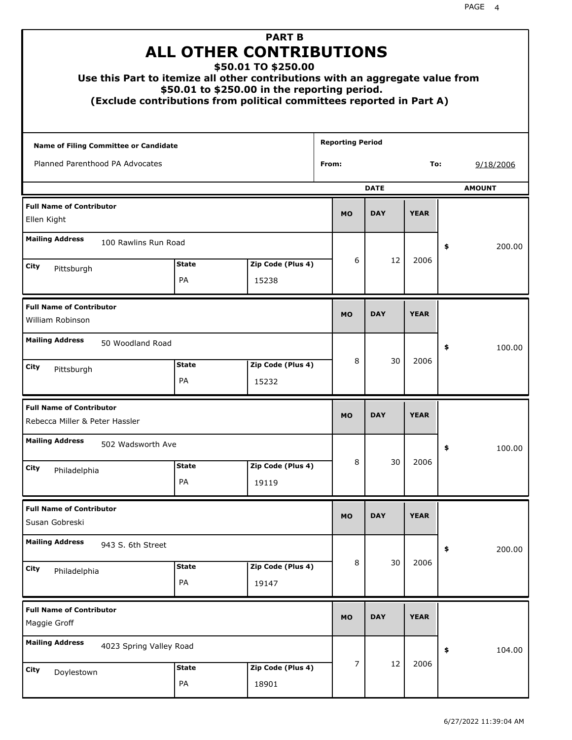## PART B

# ALL OTHER CONTRIBUTIONS

### $50.01 TO $250.00

**Use this Part to itemize all other contributions with an aggregate value from $50.01 to $250.00 in the reporting period.**
**(Exclude contributions from political committees reported in Part A)**

| Name of Filing Committee or Candidate | Reporting Period |
|---|---|
| Planned Parenthood PA Advocates | From: To: 9/18/2006 |

| Full Name of Contributor | Mailing Address | City | State | Zip Code (Plus 4) | MO | DAY | YEAR | AMOUNT |
|---|---|---|---|---|---|---|---|---|
| Ellen Kight | 100 Rawlins Run Road | Pittsburgh | PA | 15238 | 6 | 12 | 2006 | $ 200.00 |
| William Robinson | 50 Woodland Road | Pittsburgh | PA | 15232 | 8 | 30 | 2006 | $ 100.00 |
| Rebecca Miller & Peter Hassler | 502 Wadsworth Ave | Philadelphia | PA | 19119 | 8 | 30 | 2006 | $ 100.00 |
| Susan Gobreski | 943 S. 6th Street | Philadelphia | PA | 19147 | 8 | 30 | 2006 | $ 200.00 |
| Maggie Groff | 4023 Spring Valley Road | Doylestown | PA | 18901 | 7 | 12 | 2006 | $ 104.00 |

6/27/2022 11:39:04 AM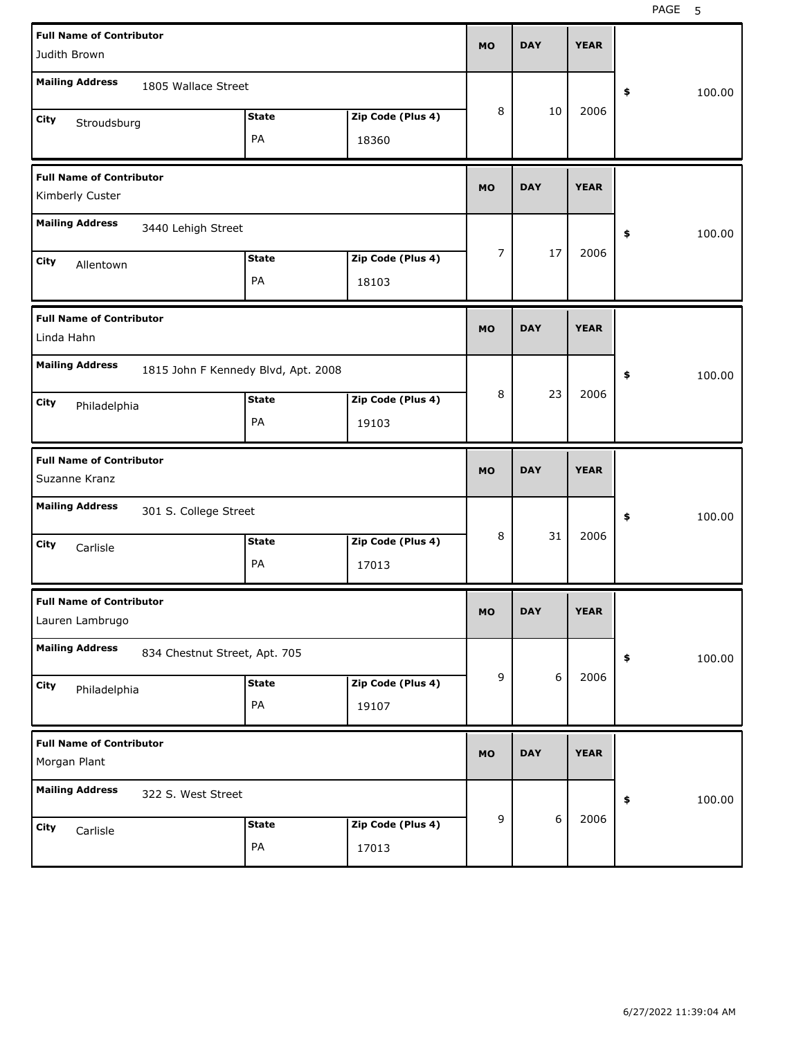| Full Name of Contributor | Mailing Address | City | State | Zip Code (Plus 4) | MO | DAY | YEAR | $ |
|---|---|---|---|---|---|---|---|---|
| Judith Brown | 1805 Wallace Street | Stroudsburg | PA | 18360 | 8 | 10 | 2006 | 100.00 |
| Kimberly Custer | 3440 Lehigh Street | Allentown | PA | 18103 | 7 | 17 | 2006 | 100.00 |
| Linda Hahn | 1815 John F Kennedy Blvd, Apt. 2008 | Philadelphia | PA | 19103 | 8 | 23 | 2006 | 100.00 |
| Suzanne Kranz | 301 S. College Street | Carlisle | PA | 17013 | 8 | 31 | 2006 | 100.00 |
| Lauren Lambrugo | 834 Chestnut Street, Apt. 705 | Philadelphia | PA | 19107 | 9 | 6 | 2006 | 100.00 |
| Morgan Plant | 322 S. West Street | Carlisle | PA | 17013 | 9 | 6 | 2006 | 100.00 |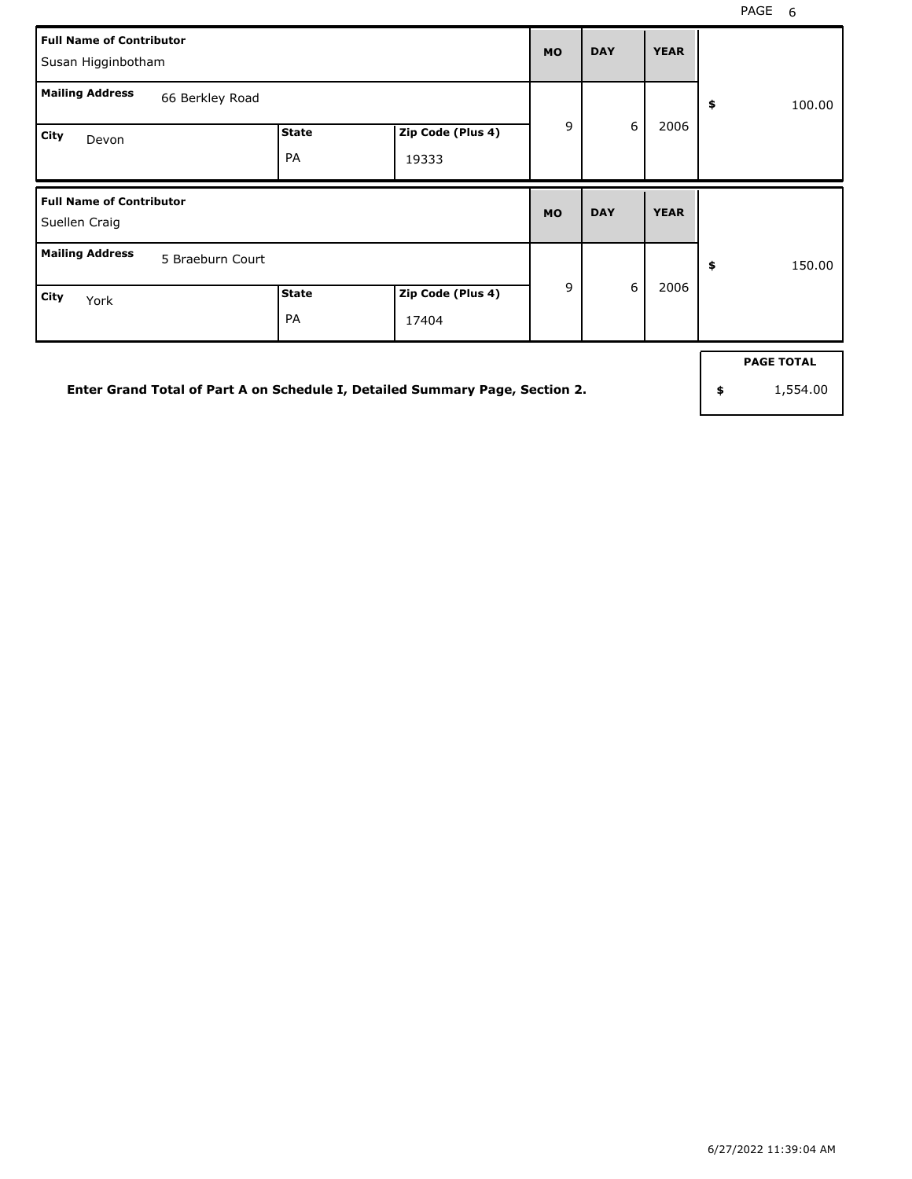| Full Name of Contributor | Mailing Address | City | State | Zip Code (Plus 4) | MO | DAY | YEAR | Amount |
|---|---|---|---|---|---|---|---|---|
| Susan Higginbotham | 66 Berkley Road | Devon | PA | 19333 | 9 | 6 | 2006 | $ 100.00 |
| Suellen Craig | 5 Braeburn Court | York | PA | 17404 | 9 | 6 | 2006 | $ 150.00 |

**Enter Grand Total of Part A on Schedule I, Detailed Summary Page, Section 2.**

| PAGE TOTAL |
|---|
| $ 1,554.00 |

6/27/2022 11:39:04 AM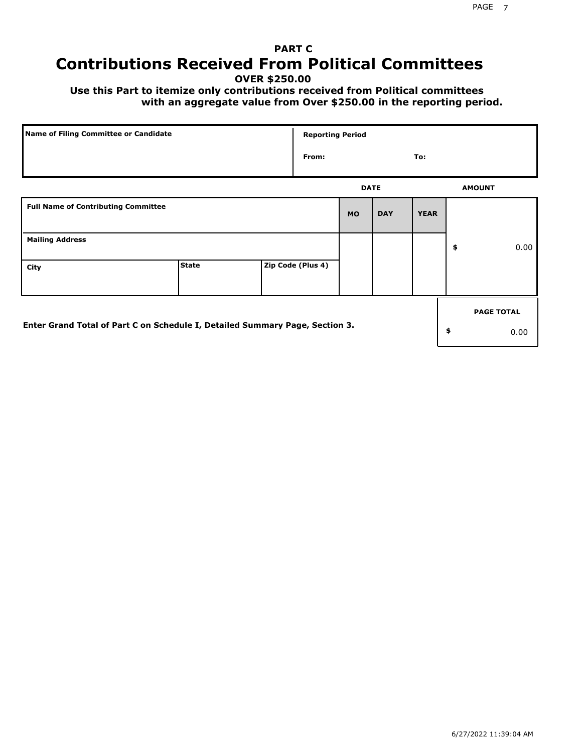## PART C

# Contributions Received From Political Committees

**OVER $250.00**

**Use this Part to itemize only contributions received from Political committees with an aggregate value from Over $250.00 in the reporting period.**

| Name of Filing Committee or Candidate | Reporting Period |
|---|---|
| | From: To: |

| Full Name of Contributing Committee | | | DATE MO | DAY | YEAR | AMOUNT |
|---|---|---|---|---|---|---|
| Mailing Address | | | | | | $ 0.00 |
| City | State | Zip Code (Plus 4) | | | | |

Enter Grand Total of Part C on Schedule I, Detailed Summary Page, Section 3.

| PAGE TOTAL |
|---|
| $ 0.00 |

6/27/2022 11:39:04 AM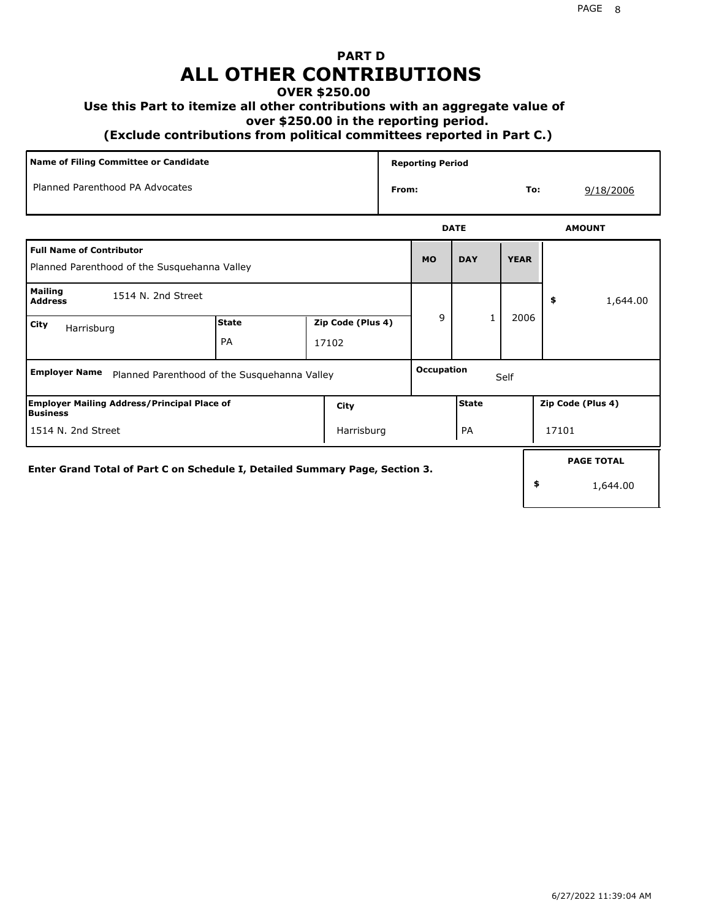# PART D
# ALL OTHER CONTRIBUTIONS

### OVER $250.00

### Use this Part to itemize all other contributions with an aggregate value of over $250.00 in the reporting period.

### (Exclude contributions from political committees reported in Part C.)

| Name of Filing Committee or Candidate | Reporting Period | |
|---|---|---|
| Planned Parenthood PA Advocates | From: | To: 9/18/2006 |

| Full Name of Contributor | MO | DAY | YEAR | AMOUNT |
|---|---|---|---|---|
| Planned Parenthood of the Susquehanna Valley | 9 | 1 | 2006 | $ 1,644.00 |
| **Mailing Address:** 1514 N. 2nd Street | | | | |
| **City:** Harrisburg **State:** PA **Zip Code (Plus 4):** 17102 | | | | |
| **Employer Name:** Planned Parenthood of the Susquehanna Valley | **Occupation:** Self | | | |
| **Employer Mailing Address/Principal Place of Business:** 1514 N. 2nd Street | **City:** Harrisburg | **State:** PA | **Zip Code (Plus 4):** 17101 | |

**Enter Grand Total of Part C on Schedule I, Detailed Summary Page, Section 3.**

| PAGE TOTAL |
|---|
| $ 1,644.00 |

6/27/2022 11:39:04 AM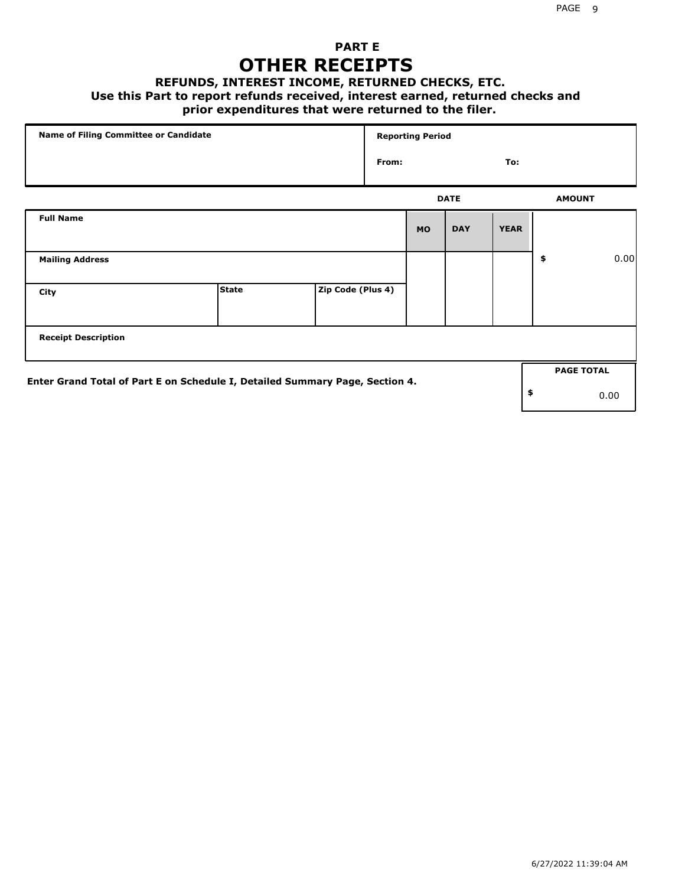# PART E

## OTHER RECEIPTS

### REFUNDS, INTEREST INCOME, RETURNED CHECKS, ETC.

**Use this Part to report refunds received, interest earned, returned checks and prior expenditures that were returned to the filer.**

| Name of Filing Committee or Candidate | Reporting Period |
|---|---|
| | From: To: |

| Full Name | | | DATE MO | DAY | YEAR | AMOUNT |
|---|---|---|---|---|---|---|
| Mailing Address | | | | | | $ 0.00 |
| City | State | Zip Code (Plus 4) | | | | |
| Receipt Description | | | | | | |

Enter Grand Total of Part E on Schedule I, Detailed Summary Page, Section 4.

| PAGE TOTAL |
|---|
| $ 0.00 |

6/27/2022 11:39:04 AM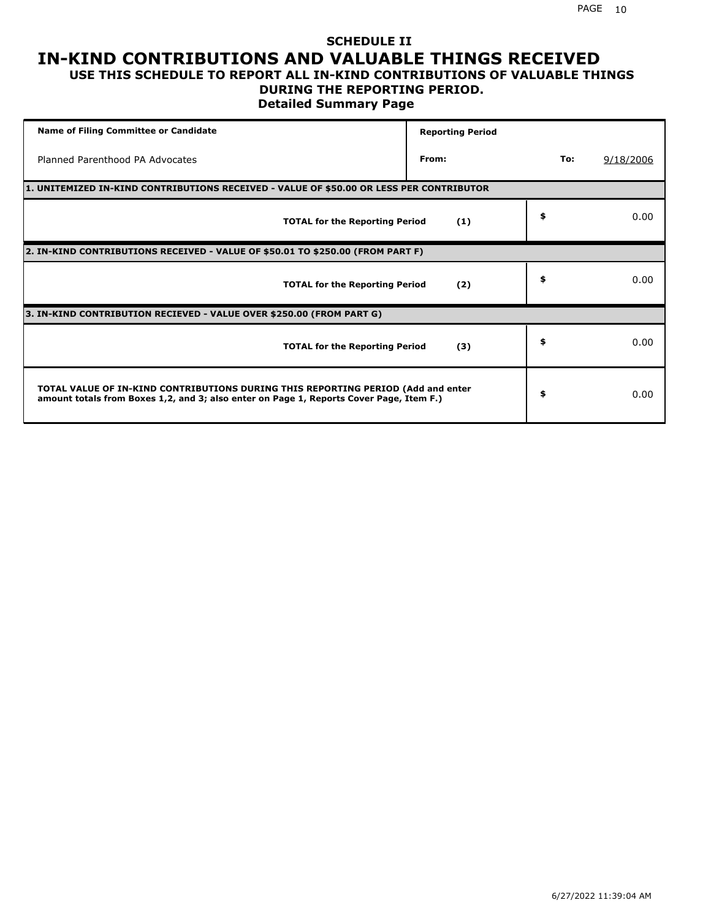# SCHEDULE II
# IN-KIND CONTRIBUTIONS AND VALUABLE THINGS RECEIVED
### USE THIS SCHEDULE TO REPORT ALL IN-KIND CONTRIBUTIONS OF VALUABLE THINGS DURING THE REPORTING PERIOD.
### Detailed Summary Page

| Name of Filing Committee or Candidate | Reporting Period | | |
|---|---|---|---|
| Planned Parenthood PA Advocates | From: | To: | 9/18/2006 |

**1. UNITEMIZED IN-KIND CONTRIBUTIONS RECEIVED - VALUE OF $50.00 OR LESS PER CONTRIBUTOR**

| | | |
|---|---|---|
| **TOTAL for the Reporting Period** | **(1)** | $ 0.00 |

**2. IN-KIND CONTRIBUTIONS RECEIVED - VALUE OF $50.01 TO $250.00 (FROM PART F)**

| | | |
|---|---|---|
| **TOTAL for the Reporting Period** | **(2)** | $ 0.00 |

**3. IN-KIND CONTRIBUTION RECIEVED - VALUE OVER $250.00 (FROM PART G)**

| | | |
|---|---|---|
| **TOTAL for the Reporting Period** | **(3)** | $ 0.00 |

| | |
|---|---|
| **TOTAL VALUE OF IN-KIND CONTRIBUTIONS DURING THIS REPORTING PERIOD (Add and enter amount totals from Boxes 1,2, and 3; also enter on Page 1, Reports Cover Page, Item F.)** | $ 0.00 |

6/27/2022 11:39:04 AM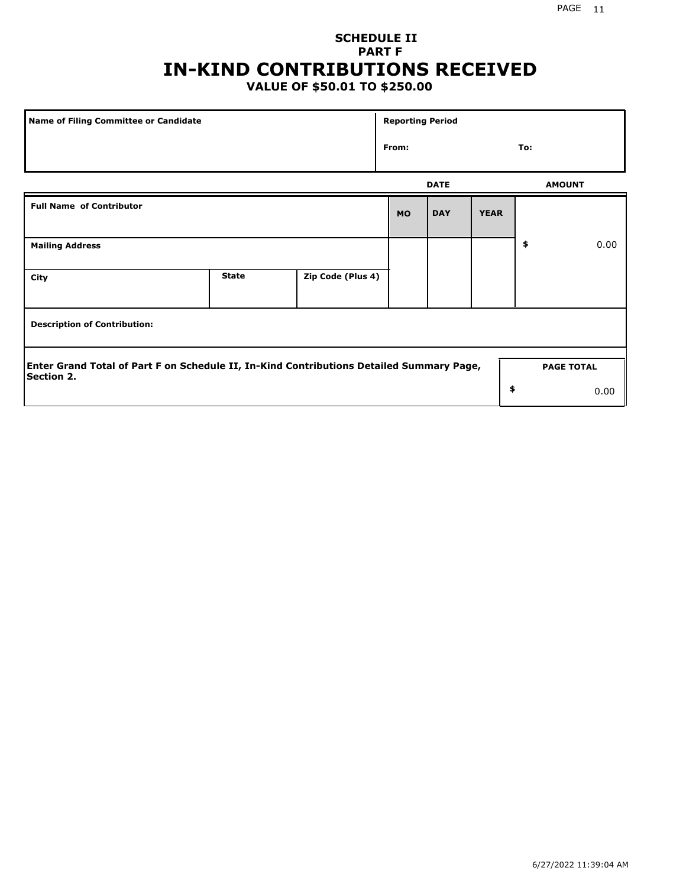# SCHEDULE II
## PART F
# IN-KIND CONTRIBUTIONS RECEIVED
### VALUE OF $50.01 TO $250.00

| Name of Filing Committee or Candidate | Reporting Period | |
|---|---|---|
| | From: | To: |

| Full Name of Contributor | | | DATE | | | AMOUNT |
|---|---|---|---|---|---|---|
| | | | MO | DAY | YEAR | |
| Mailing Address | | | | | | $ 0.00 |
| City | State | Zip Code (Plus 4) | | | | |
| Description of Contribution: | | | | | | |

| Enter Grand Total of Part F on Schedule II, In-Kind Contributions Detailed Summary Page, Section 2. | PAGE TOTAL |
|---|---|
| | $ 0.00 |

6/27/2022 11:39:04 AM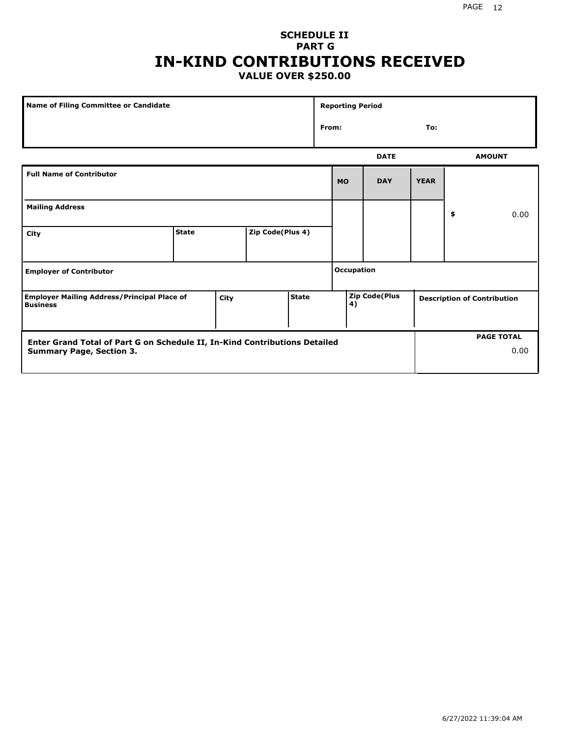**SCHEDULE II**
**PART G**

# IN-KIND CONTRIBUTIONS RECEIVED

**VALUE OVER $250.00**

| Name of Filing Committee or Candidate | Reporting Period |
|---|---|
| | From: To: |

| | DATE | | | AMOUNT |
|---|---|---|---|---|
| **Full Name of Contributor** | **MO** | **DAY** | **YEAR** | |
| **Mailing Address** | | | | $ 0.00 |
| **City** / **State** / **Zip Code(Plus 4)** | | | | |
| **Employer of Contributor** | **Occupation** | | | |
| **Employer Mailing Address/Principal Place of Business** / **City** / **State** | **Zip Code(Plus 4)** | | **Description of Contribution** | |

| Enter Grand Total of Part G on Schedule II, In-Kind Contributions Detailed Summary Page, Section 3. | PAGE TOTAL |
|---|---|
| | 0.00 |

6/27/2022 11:39:04 AM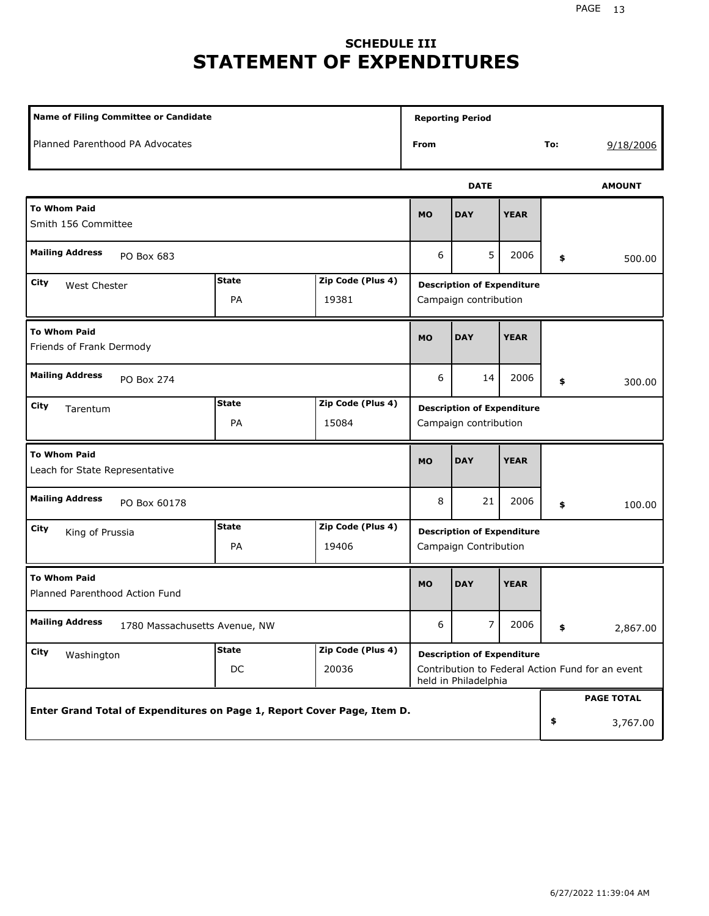## SCHEDULE III
# STATEMENT OF EXPENDITURES

| Name of Filing Committee or Candidate | Reporting Period | |
|---|---|---|
| Planned Parenthood PA Advocates | From | To: 9/18/2006 |

| To Whom Paid | Mailing Address | City | State | Zip Code (Plus 4) | MO | DAY | YEAR | AMOUNT | Description of Expenditure |
|---|---|---|---|---|---|---|---|---|---|
| Smith 156 Committee | PO Box 683 | West Chester | PA | 19381 | 6 | 5 | 2006 | $ 500.00 | Campaign contribution |
| Friends of Frank Dermody | PO Box 274 | Tarentum | PA | 15084 | 6 | 14 | 2006 | $ 300.00 | Campaign contribution |
| Leach for State Representative | PO Box 60178 | King of Prussia | PA | 19406 | 8 | 21 | 2006 | $ 100.00 | Campaign Contribution |
| Planned Parenthood Action Fund | 1780 Massachusetts Avenue, NW | Washington | DC | 20036 | 6 | 7 | 2006 | $ 2,867.00 | Contribution to Federal Action Fund for an event held in Philadelphia |

**Enter Grand Total of Expenditures on Page 1, Report Cover Page, Item D.**

**PAGE TOTAL** $ 3,767.00

6/27/2022 11:39:04 AM